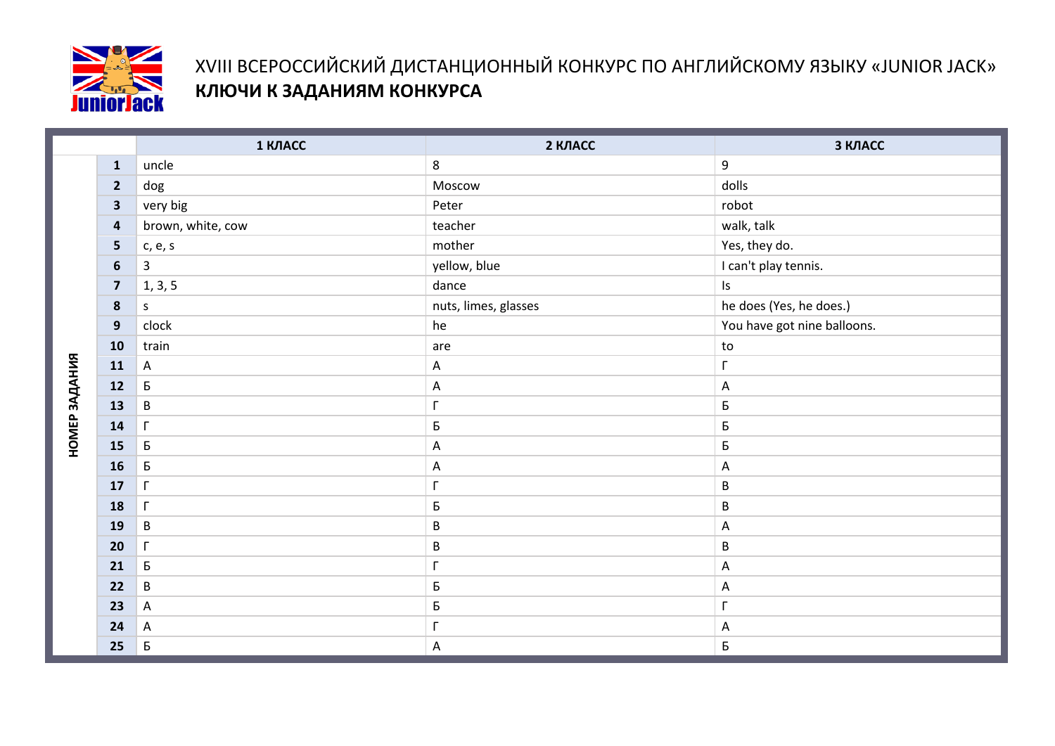# XVIII ВСЕРОССИЙСКИЙ ДИСТАНЦИОННЫЙ КОНКУРС ПО АНГЛИЙСКОМУ ЯЗЫКУ «JUNIOR JACK»

## КЛЮЧИ К ЗАДАНИЯМ КОНКУРСА

| НОМЕР ЗАДАНИЯ | 1 КЛАСС | 2 КЛАСС | 3 КЛАСС |
|---|---|---|---|
| 1 | uncle | 8 | 9 |
| 2 | dog | Moscow | dolls |
| 3 | very big | Peter | robot |
| 4 | brown, white, cow | teacher | walk, talk |
| 5 | c, e, s | mother | Yes, they do. |
| 6 | 3 | yellow, blue | I can't play tennis. |
| 7 | 1, 3, 5 | dance | Is |
| 8 | s | nuts, limes, glasses | he does (Yes, he does.) |
| 9 | clock | he | You have got nine balloons. |
| 10 | train | are | to |
| 11 | А | А | Г |
| 12 | Б | А | А |
| 13 | В | Г | Б |
| 14 | Г | Б | Б |
| 15 | Б | А | Б |
| 16 | Б | А | А |
| 17 | Г | Г | В |
| 18 | Г | Б | В |
| 19 | В | В | А |
| 20 | Г | В | В |
| 21 | Б | Г | А |
| 22 | В | Б | А |
| 23 | А | Б | Г |
| 24 | А | Г | А |
| 25 | Б | А | Б |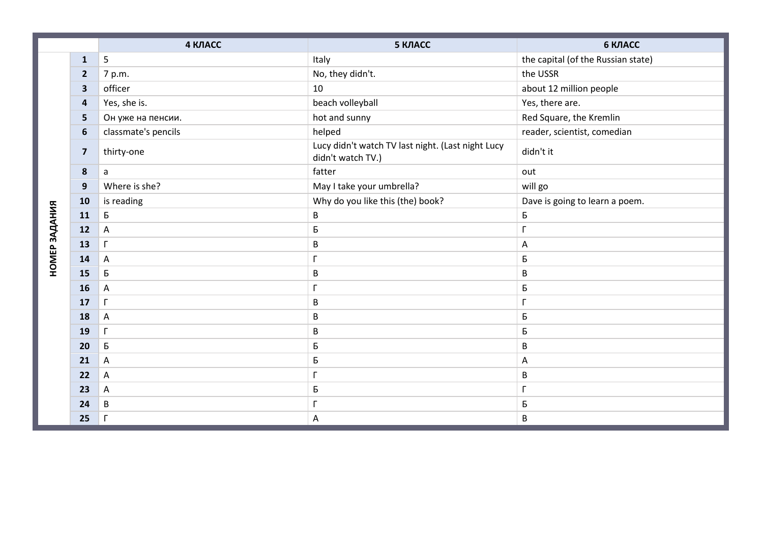| | | 4 КЛАСС | 5 КЛАСС | 6 КЛАСС |
|---|---|---|---|---|
| НОМЕР ЗАДАНИЯ | 1 | 5 | Italy | the capital (of the Russian state) |
| | 2 | 7 p.m. | No, they didn't. | the USSR |
| | 3 | officer | 10 | about 12 million people |
| | 4 | Yes, she is. | beach volleyball | Yes, there are. |
| | 5 | Он уже на пенсии. | hot and sunny | Red Square, the Kremlin |
| | 6 | classmate's pencils | helped | reader, scientist, comedian |
| | 7 | thirty-one | Lucy didn't watch TV last night. (Last night Lucy didn't watch TV.) | didn't it |
| | 8 | a | fatter | out |
| | 9 | Where is she? | May I take your umbrella? | will go |
| | 10 | is reading | Why do you like this (the) book? | Dave is going to learn a poem. |
| | 11 | Б | В | Б |
| | 12 | А | Б | Г |
| | 13 | Г | В | А |
| | 14 | А | Г | Б |
| | 15 | Б | В | В |
| | 16 | А | Г | Б |
| | 17 | Г | В | Г |
| | 18 | А | В | Б |
| | 19 | Г | В | Б |
| | 20 | Б | Б | В |
| | 21 | А | Б | А |
| | 22 | А | Г | В |
| | 23 | А | Б | Г |
| | 24 | В | Г | Б |
| | 25 | Г | А | В |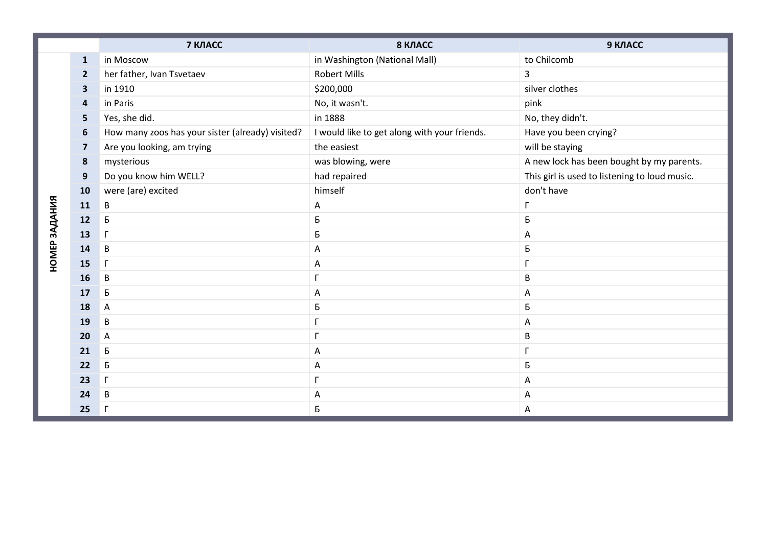| | | 7 КЛАСС | 8 КЛАСС | 9 КЛАСС |
|---|---|---|---|---|
| НОМЕР ЗАДАНИЯ | 1 | in Moscow | in Washington (National Mall) | to Chilcomb |
| | 2 | her father, Ivan Tsvetaev | Robert Mills | 3 |
| | 3 | in 1910 | $200,000 | silver clothes |
| | 4 | in Paris | No, it wasn't. | pink |
| | 5 | Yes, she did. | in 1888 | No, they didn't. |
| | 6 | How many zoos has your sister (already) visited? | I would like to get along with your friends. | Have you been crying? |
| | 7 | Are you looking, am trying | the easiest | will be staying |
| | 8 | mysterious | was blowing, were | A new lock has been bought by my parents. |
| | 9 | Do you know him WELL? | had repaired | This girl is used to listening to loud music. |
| | 10 | were (are) excited | himself | don't have |
| | 11 | В | А | Г |
| | 12 | Б | Б | Б |
| | 13 | Г | Б | А |
| | 14 | В | А | Б |
| | 15 | Г | А | Г |
| | 16 | В | Г | В |
| | 17 | Б | А | А |
| | 18 | А | Б | Б |
| | 19 | В | Г | А |
| | 20 | А | Г | В |
| | 21 | Б | А | Г |
| | 22 | Б | А | Б |
| | 23 | Г | Г | А |
| | 24 | В | А | А |
| | 25 | Г | Б | А |